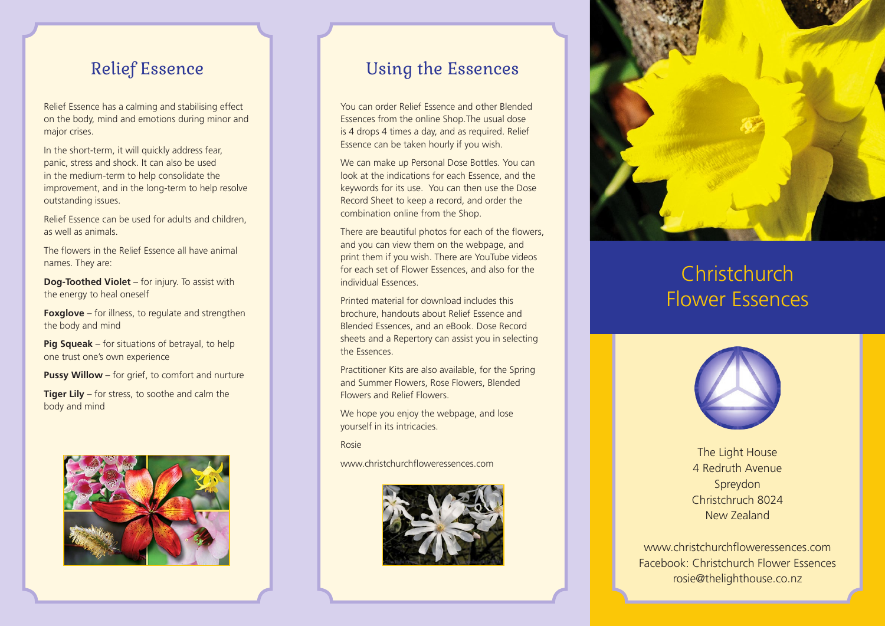## Relief Essence

Relief Essence has a calming and stabilising effect on the body, mind and emotions during minor and major crises.

In the short-term, it will quickly address fear, panic, stress and shock. It can also be used in the medium-term to help consolidate the improvement, and in the long-term to help resolve outstanding issues.

Relief Essence can be used for adults and children, as well as animals.

The flowers in the Relief Essence all have animal names. They are:

**Dog-Toothed Violet** – for injury. To assist with the energy to heal oneself

**Foxglove** – for illness, to regulate and strengthen the body and mind

**Pig Squeak** – for situations of betrayal, to help one trust one's own experience

**Pussy Willow** – for grief, to comfort and nurture

**Tiger Lily** – for stress, to soothe and calm the body and mind

## Using the Essences

You can order Relief Essence and other Blended Essences from the online Shop.The usual dose is 4 drops 4 times a day, and as required. Relief Essence can be taken hourly if you wish.

We can make up Personal Dose Bottles. You can look at the indications for each Essence, and the keywords for its use. You can then use the Dose Record Sheet to keep a record, and order the combination online from the Shop.

There are beautiful photos for each of the flowers, and you can view them on the webpage, and print them if you wish. There are YouTube videos for each set of Flower Essences, and also for the individual Essences.

Printed material for download includes this brochure, handouts about Relief Essence and Blended Essences, and an eBook. Dose Record sheets and a Repertory can assist you in selecting the Essences.

Practitioner Kits are also available, for the Spring and Summer Flowers, Rose Flowers, Blended Flowers and Relief Flowers.

We hope you enjoy the webpage, and lose yourself in its intricacies.

Rosie

www.christchurchfloweressences.com

# Christchurch Flower Essences

The Light House
4 Redruth Avenue
Spreydon
Christchruch 8024
New Zealand

www.christchurchfloweressences.com
Facebook: Christchurch Flower Essences
rosie@thelighthouse.co.nz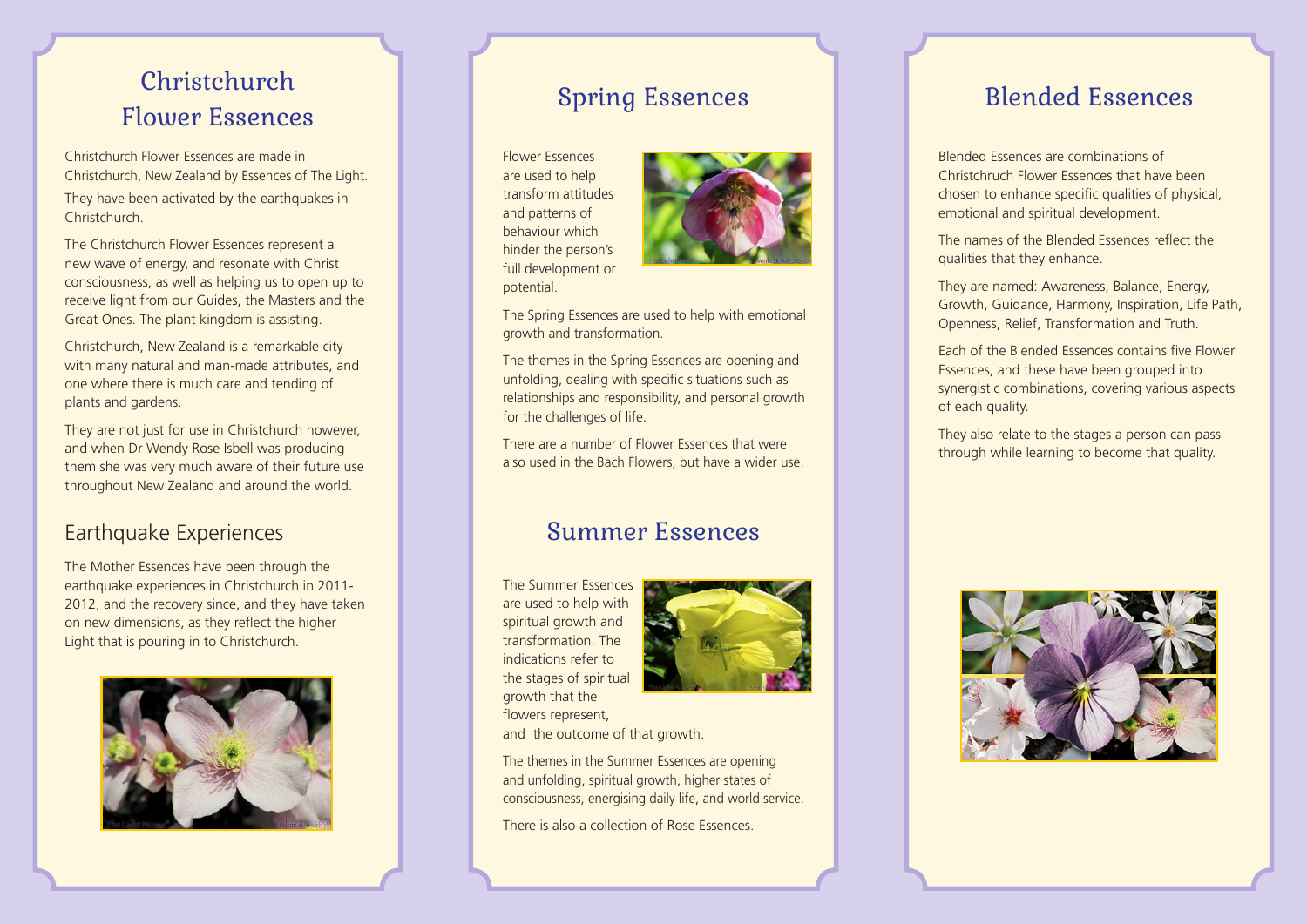# Christchurch Flower Essences

Christchurch Flower Essences are made in Christchurch, New Zealand by Essences of The Light.

They have been activated by the earthquakes in Christchurch.

The Christchurch Flower Essences represent a new wave of energy, and resonate with Christ consciousness, as well as helping us to open up to receive light from our Guides, the Masters and the Great Ones. The plant kingdom is assisting.

Christchurch, New Zealand is a remarkable city with many natural and man-made attributes, and one where there is much care and tending of plants and gardens.

They are not just for use in Christchurch however, and when Dr Wendy Rose Isbell was producing them she was very much aware of their future use throughout New Zealand and around the world.

## Earthquake Experiences

The Mother Essences have been through the earthquake experiences in Christchurch in 2011-2012, and the recovery since, and they have taken on new dimensions, as they reflect the higher Light that is pouring in to Christchurch.

# Spring Essences

Flower Essences are used to help transform attitudes and patterns of behaviour which hinder the person's full development or potential.

The Spring Essences are used to help with emotional growth and transformation.

The themes in the Spring Essences are opening and unfolding, dealing with specific situations such as relationships and responsibility, and personal growth for the challenges of life.

There are a number of Flower Essences that were also used in the Bach Flowers, but have a wider use.

# Summer Essences

The Summer Essences are used to help with spiritual growth and transformation. The indications refer to the stages of spiritual growth that the flowers represent, and the outcome of that growth.

The themes in the Summer Essences are opening and unfolding, spiritual growth, higher states of consciousness, energising daily life, and world service.

There is also a collection of Rose Essences.

# Blended Essences

Blended Essences are combinations of Christchruch Flower Essences that have been chosen to enhance specific qualities of physical, emotional and spiritual development.

The names of the Blended Essences reflect the qualities that they enhance.

They are named: Awareness, Balance, Energy, Growth, Guidance, Harmony, Inspiration, Life Path, Openness, Relief, Transformation and Truth.

Each of the Blended Essences contains five Flower Essences, and these have been grouped into synergistic combinations, covering various aspects of each quality.

They also relate to the stages a person can pass through while learning to become that quality.